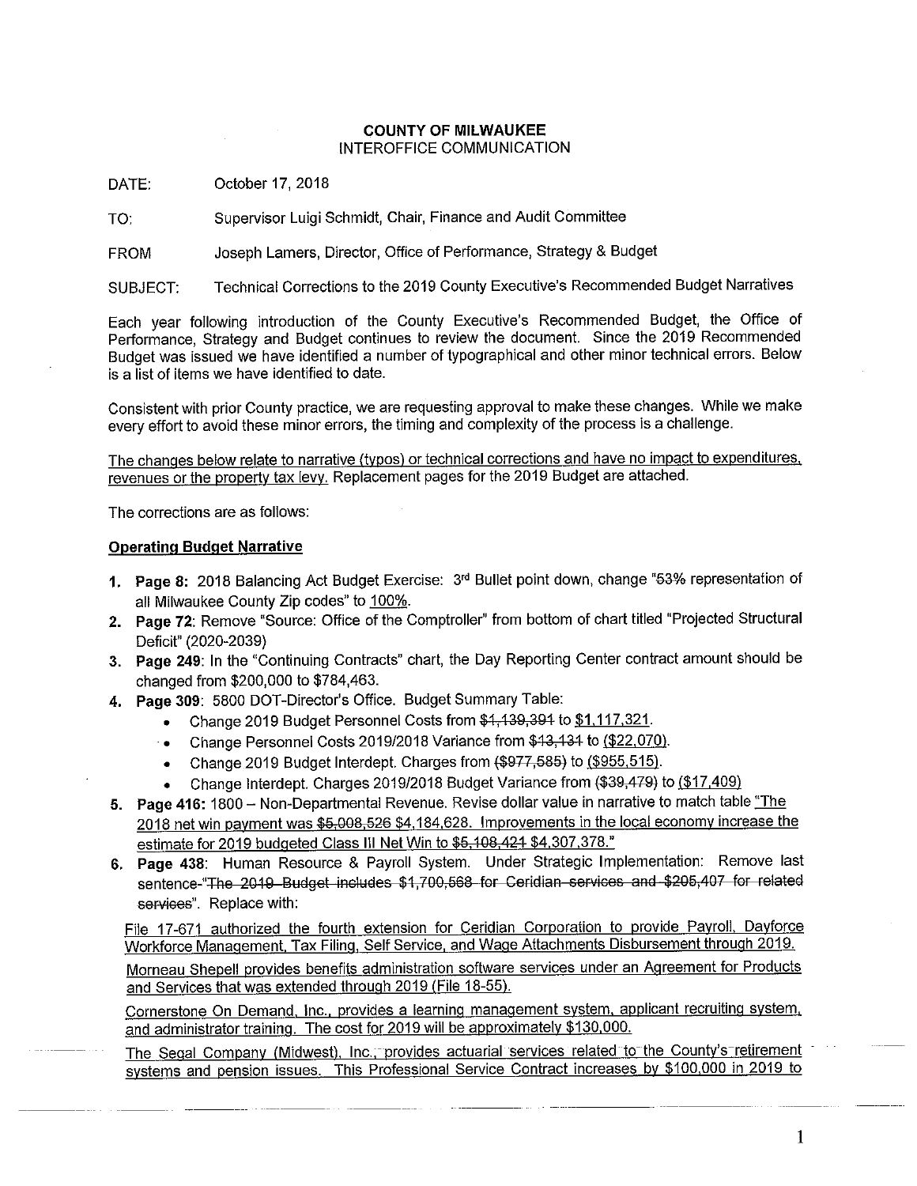**COUNTY OF MILWAUKEE**
INTEROFFICE COMMUNICATION

DATE: October 17, 2018

TO: Supervisor Luigi Schmidt, Chair, Finance and Audit Committee

FROM Joseph Lamers, Director, Office of Performance, Strategy & Budget

SUBJECT: Technical Corrections to the 2019 County Executive's Recommended Budget Narratives

Each year following introduction of the County Executive's Recommended Budget, the Office of Performance, Strategy and Budget continues to review the document. Since the 2019 Recommended Budget was issued we have identified a number of typographical and other minor technical errors. Below is a list of items we have identified to date.

Consistent with prior County practice, we are requesting approval to make these changes. While we make every effort to avoid these minor errors, the timing and complexity of the process is a challenge.

<u>The changes below relate to narrative (typos) or technical corrections and have no impact to expenditures, revenues or the property tax levy.</u> Replacement pages for the 2019 Budget are attached.

The corrections are as follows:

**<u>Operating Budget Narrative</u>**

1. **Page 8:** 2018 Balancing Act Budget Exercise: 3rd Bullet point down, change "53% representation of all Milwaukee County Zip codes" to <u>100%</u>.
2. **Page 72**: Remove "Source: Office of the Comptroller" from bottom of chart titled "Projected Structural Deficit" (2020-2039)
3. **Page 249**: In the "Continuing Contracts" chart, the Day Reporting Center contract amount should be changed from $200,000 to $784,463.
4. **Page 309**: 5800 DOT-Director's Office. Budget Summary Table:
   - Change 2019 Budget Personnel Costs from ~~$1,139,391~~ to <u>$1,117,321</u>.
   - Change Personnel Costs 2019/2018 Variance from ~~$13,131~~ to <u>($22,070)</u>.
   - Change 2019 Budget Interdept. Charges from ~~($977,585)~~ to <u>($955,515)</u>.
   - Change Interdept. Charges 2019/2018 Budget Variance from ~~($39,479)~~ to <u>($17,409)</u>
5. **Page 416:** 1800 – Non-Departmental Revenue. Revise dollar value in narrative to match table <u>"The 2018 net win payment was ~~$5,008,526~~ $4,184,628. Improvements in the local economy increase the estimate for 2019 budgeted Class III Net Win to ~~$5,108,421~~ $4,307,378."</u>
6. **Page 438**: Human Resource & Payroll System. Under Strategic Implementation: Remove last sentence-"~~The 2019 Budget includes $1,700,568 for Ceridian services and $205,407 for related services~~". Replace with:

   <u>File 17-671 authorized the fourth extension for Ceridian Corporation to provide Payroll, Dayforce Workforce Management, Tax Filing, Self Service, and Wage Attachments Disbursement through 2019.</u>

   <u>Morneau Shepell provides benefits administration software services under an Agreement for Products and Services that was extended through 2019 (File 18-55).</u>

   <u>Cornerstone On Demand, Inc., provides a learning management system, applicant recruiting system, and administrator training. The cost for 2019 will be approximately $130,000.</u>

   <u>The Segal Company (Midwest), Inc., provides actuarial services related to the County's retirement systems and pension issues. This Professional Service Contract increases by $100,000 in 2019 to</u>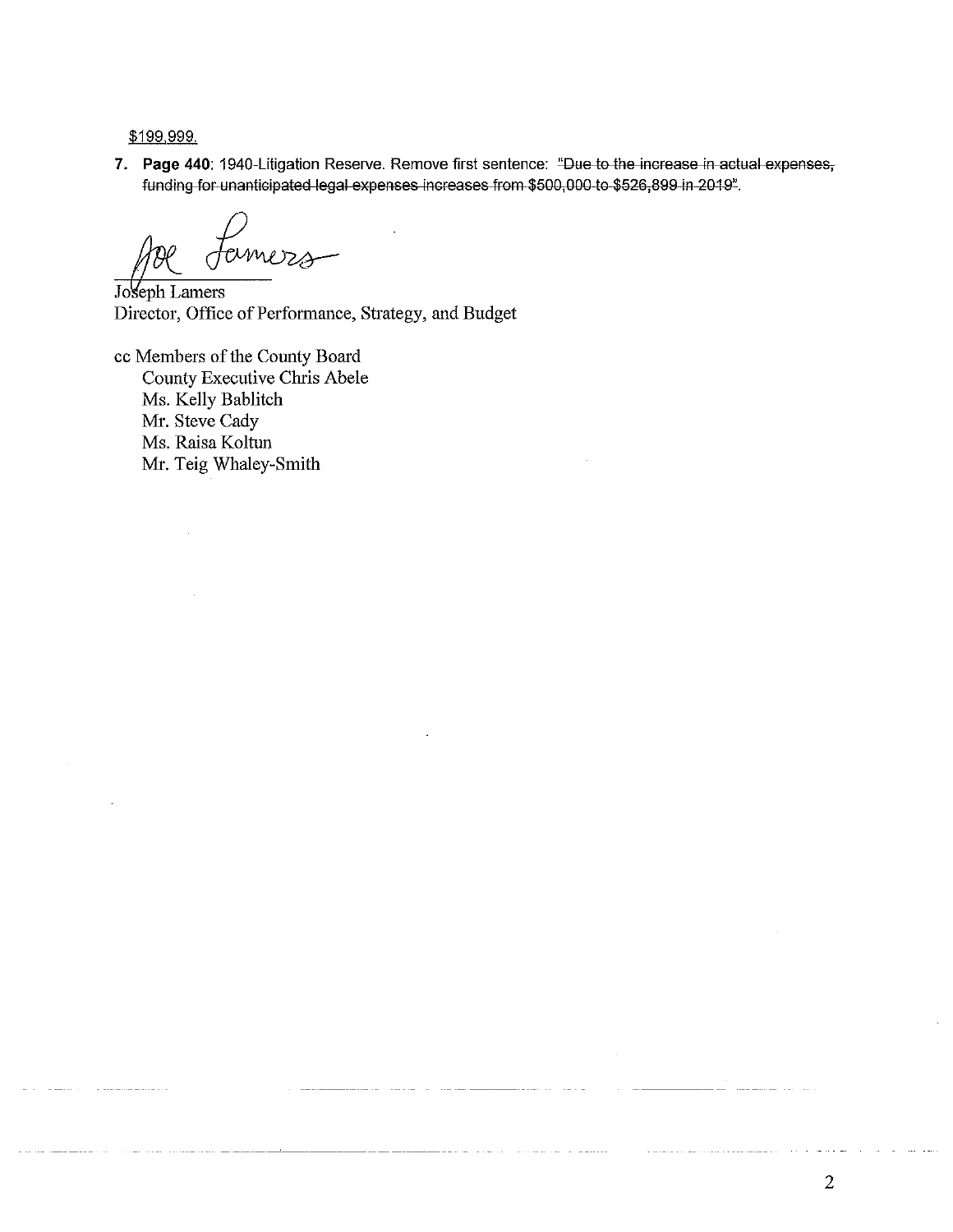<u>$199,999.</u>

7. **Page 440**: 1940-Litigation Reserve. Remove first sentence: ~~"Due to the increase in actual expenses, funding for unanticipated legal expenses increases from $500,000 to $526,899 in 2019"~~.

Joseph Lamers
Director, Office of Performance, Strategy, and Budget

cc Members of the County Board
County Executive Chris Abele
Ms. Kelly Bablitch
Mr. Steve Cady
Ms. Raisa Koltun
Mr. Teig Whaley-Smith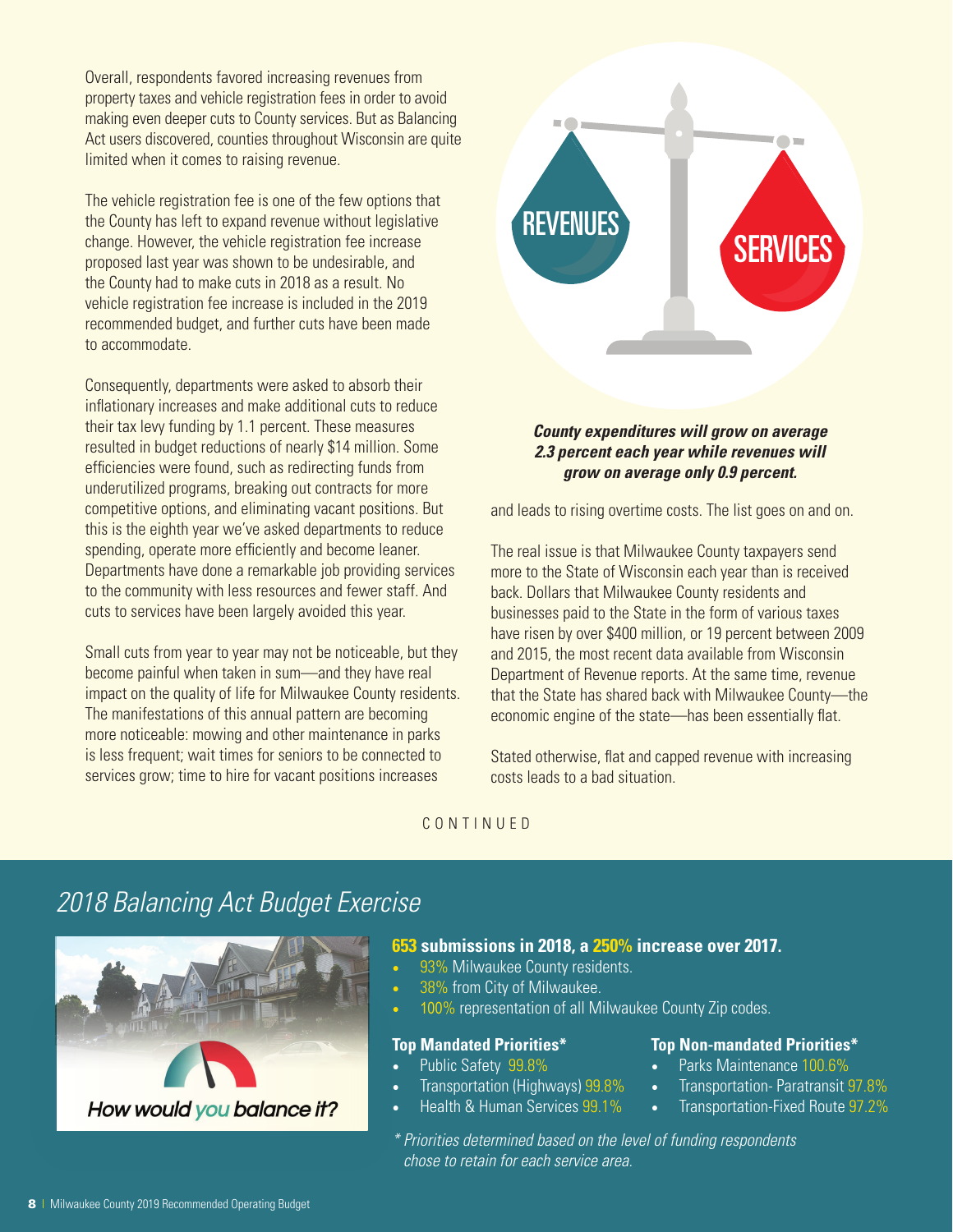Overall, respondents favored increasing revenues from property taxes and vehicle registration fees in order to avoid making even deeper cuts to County services. But as Balancing Act users discovered, counties throughout Wisconsin are quite limited when it comes to raising revenue.

The vehicle registration fee is one of the few options that the County has left to expand revenue without legislative change. However, the vehicle registration fee increase proposed last year was shown to be undesirable, and the County had to make cuts in 2018 as a result. No vehicle registration fee increase is included in the 2019 recommended budget, and further cuts have been made to accommodate.

Consequently, departments were asked to absorb their inflationary increases and make additional cuts to reduce their tax levy funding by 1.1 percent. These measures resulted in budget reductions of nearly $14 million. Some efficiencies were found, such as redirecting funds from underutilized programs, breaking out contracts for more competitive options, and eliminating vacant positions. But this is the eighth year we've asked departments to reduce spending, operate more efficiently and become leaner. Departments have done a remarkable job providing services to the community with less resources and fewer staff. And cuts to services have been largely avoided this year.

Small cuts from year to year may not be noticeable, but they become painful when taken in sum—and they have real impact on the quality of life for Milwaukee County residents. The manifestations of this annual pattern are becoming more noticeable: mowing and other maintenance in parks is less frequent; wait times for seniors to be connected to services grow; time to hire for vacant positions increases and leads to rising overtime costs. The list goes on and on.

REVENUES SERVICES

***County expenditures will grow on average 2.3 percent each year while revenues will grow on average only 0.9 percent.***

The real issue is that Milwaukee County taxpayers send more to the State of Wisconsin each year than is received back. Dollars that Milwaukee County residents and businesses paid to the State in the form of various taxes have risen by over $400 million, or 19 percent between 2009 and 2015, the most recent data available from Wisconsin Department of Revenue reports. At the same time, revenue that the State has shared back with Milwaukee County—the economic engine of the state—has been essentially flat.

Stated otherwise, flat and capped revenue with increasing costs leads to a bad situation.

CONTINUED

## *2018 Balancing Act Budget Exercise*

How would you balance it?

**653 submissions in 2018, a 250% increase over 2017.**

- 93% Milwaukee County residents.
- 38% from City of Milwaukee.
- 100% representation of all Milwaukee County Zip codes.

**Top Mandated Priorities***

- Public Safety 99.8%
- Transportation (Highways) 99.8%
- Health & Human Services 99.1%

**Top Non-mandated Priorities***

- Parks Maintenance 100.6%
- Transportation- Paratransit 97.8%
- Transportation-Fixed Route 97.2%

*\* Priorities determined based on the level of funding respondents chose to retain for each service area.*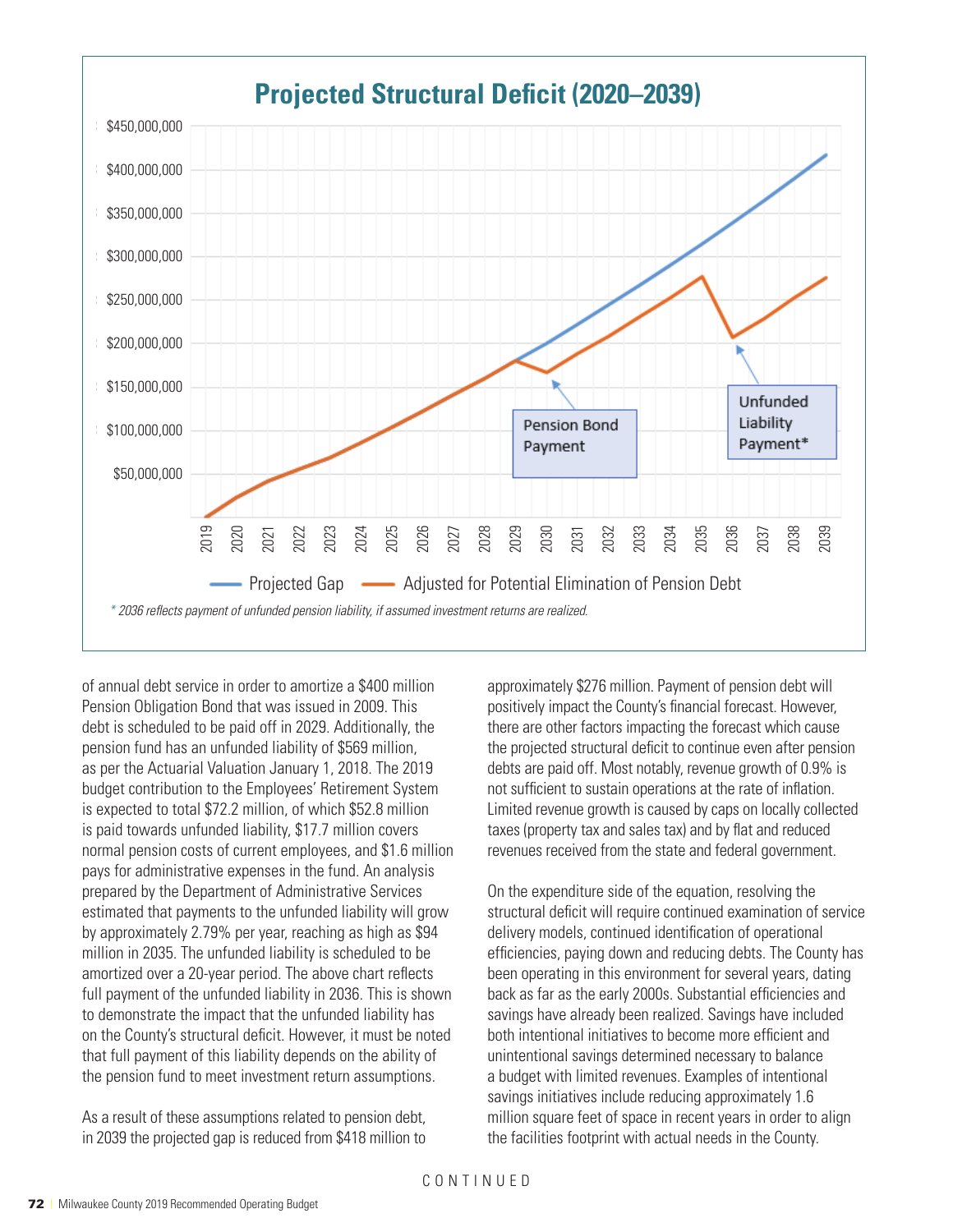## Projected Structural Deficit (2020–2039)

*[Chart: Projected Gap vs. Adjusted for Potential Elimination of Pension Debt, 2019–2039. Annotations: "Pension Bond Payment" (2030), "Unfunded Liability Payment*" (2036).]*

*\* 2036 reflects payment of unfunded pension liability, if assumed investment returns are realized.*

of annual debt service in order to amortize a $400 million Pension Obligation Bond that was issued in 2009. This debt is scheduled to be paid off in 2029. Additionally, the pension fund has an unfunded liability of $569 million, as per the Actuarial Valuation January 1, 2018. The 2019 budget contribution to the Employees' Retirement System is expected to total $72.2 million, of which $52.8 million is paid towards unfunded liability, $17.7 million covers normal pension costs of current employees, and $1.6 million pays for administrative expenses in the fund. An analysis prepared by the Department of Administrative Services estimated that payments to the unfunded liability will grow by approximately 2.79% per year, reaching as high as $94 million in 2035. The unfunded liability is scheduled to be amortized over a 20-year period. The above chart reflects full payment of the unfunded liability in 2036. This is shown to demonstrate the impact that the unfunded liability has on the County's structural deficit. However, it must be noted that full payment of this liability depends on the ability of the pension fund to meet investment return assumptions.

As a result of these assumptions related to pension debt, in 2039 the projected gap is reduced from $418 million to approximately $276 million. Payment of pension debt will positively impact the County's financial forecast. However, there are other factors impacting the forecast which cause the projected structural deficit to continue even after pension debts are paid off. Most notably, revenue growth of 0.9% is not sufficient to sustain operations at the rate of inflation. Limited revenue growth is caused by caps on locally collected taxes (property tax and sales tax) and by flat and reduced revenues received from the state and federal government.

On the expenditure side of the equation, resolving the structural deficit will require continued examination of service delivery models, continued identification of operational efficiencies, paying down and reducing debts. The County has been operating in this environment for several years, dating back as far as the early 2000s. Substantial efficiencies and savings have already been realized. Savings have included both intentional initiatives to become more efficient and unintentional savings determined necessary to balance a budget with limited revenues. Examples of intentional savings initiatives include reducing approximately 1.6 million square feet of space in recent years in order to align the facilities footprint with actual needs in the County.

CONTINUED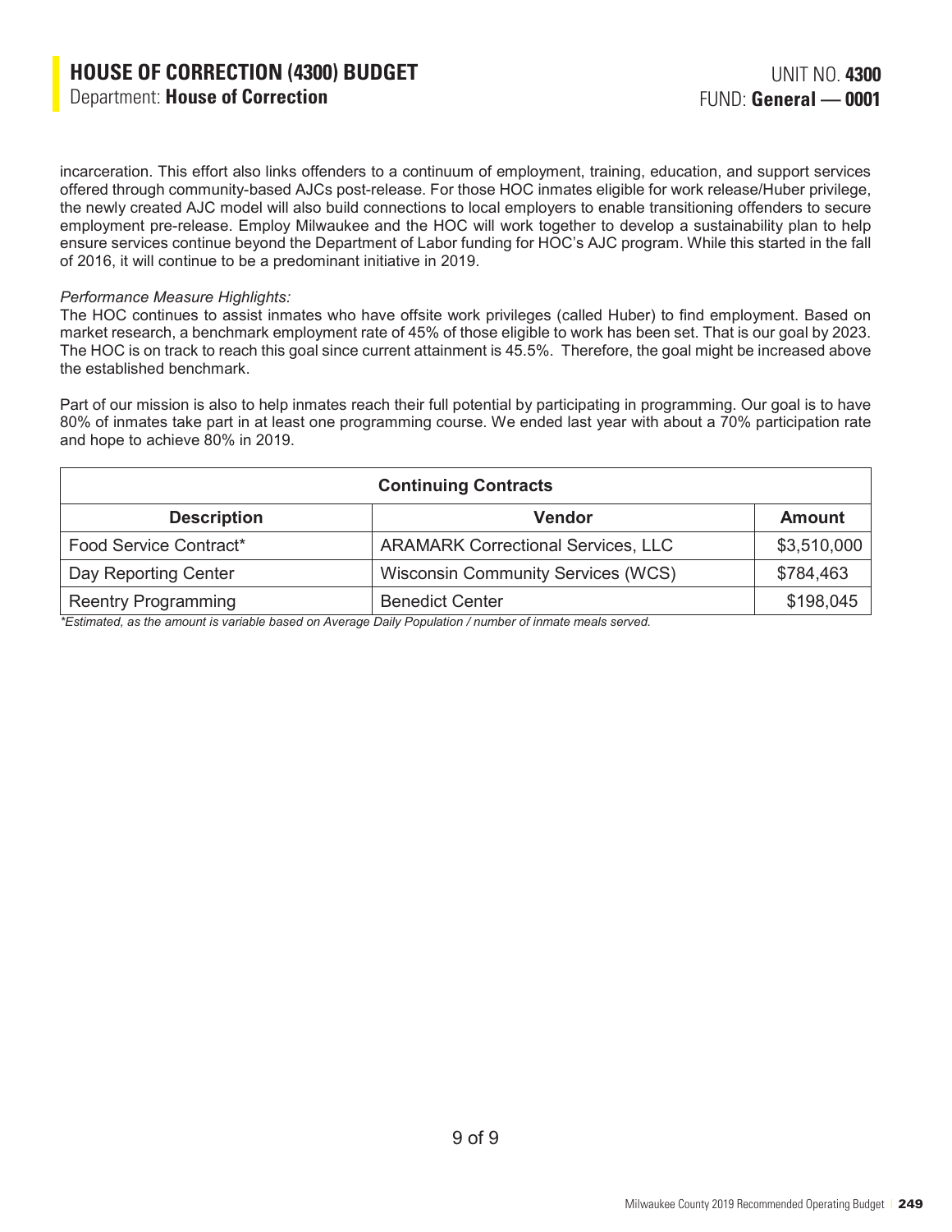incarceration. This effort also links offenders to a continuum of employment, training, education, and support services offered through community-based AJCs post-release. For those HOC inmates eligible for work release/Huber privilege, the newly created AJC model will also build connections to local employers to enable transitioning offenders to secure employment pre-release. Employ Milwaukee and the HOC will work together to develop a sustainability plan to help ensure services continue beyond the Department of Labor funding for HOC's AJC program. While this started in the fall of 2016, it will continue to be a predominant initiative in 2019.

*Performance Measure Highlights:*

The HOC continues to assist inmates who have offsite work privileges (called Huber) to find employment. Based on market research, a benchmark employment rate of 45% of those eligible to work has been set. That is our goal by 2023. The HOC is on track to reach this goal since current attainment is 45.5%. Therefore, the goal might be increased above the established benchmark.

Part of our mission is also to help inmates reach their full potential by participating in programming. Our goal is to have 80% of inmates take part in at least one programming course. We ended last year with about a 70% participation rate and hope to achieve 80% in 2019.

| Continuing Contracts | | |
|---|---|---|
| **Description** | **Vendor** | **Amount** |
| Food Service Contract* | ARAMARK Correctional Services, LLC | $3,510,000 |
| Day Reporting Center | Wisconsin Community Services (WCS) | $784,463 |
| Reentry Programming | Benedict Center | $198,045 |

*\*Estimated, as the amount is variable based on Average Daily Population / number of inmate meals served.*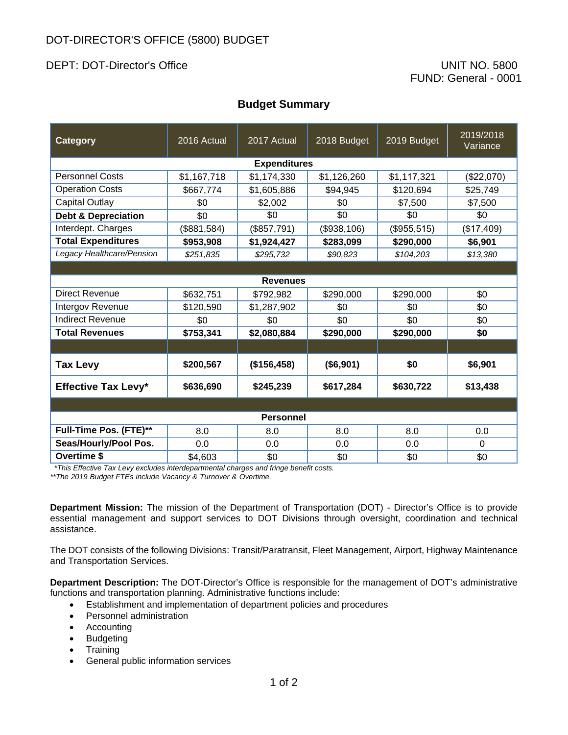# DOT-DIRECTOR'S OFFICE (5800) BUDGET

DEPT: DOT-Director's Office

UNIT NO. 5800
FUND: General - 0001

## Budget Summary

| Category | 2016 Actual | 2017 Actual | 2018 Budget | 2019 Budget | 2019/2018 Variance |
|---|---|---|---|---|---|
| **Expenditures** | | | | | |
| Personnel Costs | $1,167,718 | $1,174,330 | $1,126,260 | $1,117,321 | ($22,070) |
| Operation Costs | $667,774 | $1,605,886 | $94,945 | $120,694 | $25,749 |
| Capital Outlay | $0 | $2,002 | $0 | $7,500 | $7,500 |
| **Debt & Depreciation** | $0 | $0 | $0 | $0 | $0 |
| Interdept. Charges | ($881,584) | ($857,791) | ($938,106) | ($955,515) | ($17,409) |
| **Total Expenditures** | **$953,908** | **$1,924,427** | **$283,099** | **$290,000** | **$6,901** |
| *Legacy Healthcare/Pension* | *$251,835* | *$295,732* | *$90,823* | *$104,203* | *$13,380* |
| **Revenues** | | | | | |
| Direct Revenue | $632,751 | $792,982 | $290,000 | $290,000 | $0 |
| Intergov Revenue | $120,590 | $1,287,902 | $0 | $0 | $0 |
| Indirect Revenue | $0 | $0 | $0 | $0 | $0 |
| **Total Revenues** | **$753,341** | **$2,080,884** | **$290,000** | **$290,000** | **$0** |
| **Tax Levy** | **$200,567** | **($156,458)** | **($6,901)** | **$0** | **$6,901** |
| **Effective Tax Levy*** | **$636,690** | **$245,239** | **$617,284** | **$630,722** | **$13,438** |
| **Personnel** | | | | | |
| **Full-Time Pos. (FTE)**** | 8.0 | 8.0 | 8.0 | 8.0 | 0.0 |
| **Seas/Hourly/Pool Pos.** | 0.0 | 0.0 | 0.0 | 0.0 | 0 |
| **Overtime $** | $4,603 | $0 | $0 | $0 | $0 |

*This Effective Tax Levy excludes interdepartmental charges and fringe benefit costs.

**The 2019 Budget FTEs include Vacancy & Turnover & Overtime.

**Department Mission:** The mission of the Department of Transportation (DOT) - Director's Office is to provide essential management and support services to DOT Divisions through oversight, coordination and technical assistance.

The DOT consists of the following Divisions: Transit/Paratransit, Fleet Management, Airport, Highway Maintenance and Transportation Services.

**Department Description:** The DOT-Director's Office is responsible for the management of DOT's administrative functions and transportation planning. Administrative functions include:

- Establishment and implementation of department policies and procedures
- Personnel administration
- Accounting
- Budgeting
- Training
- General public information services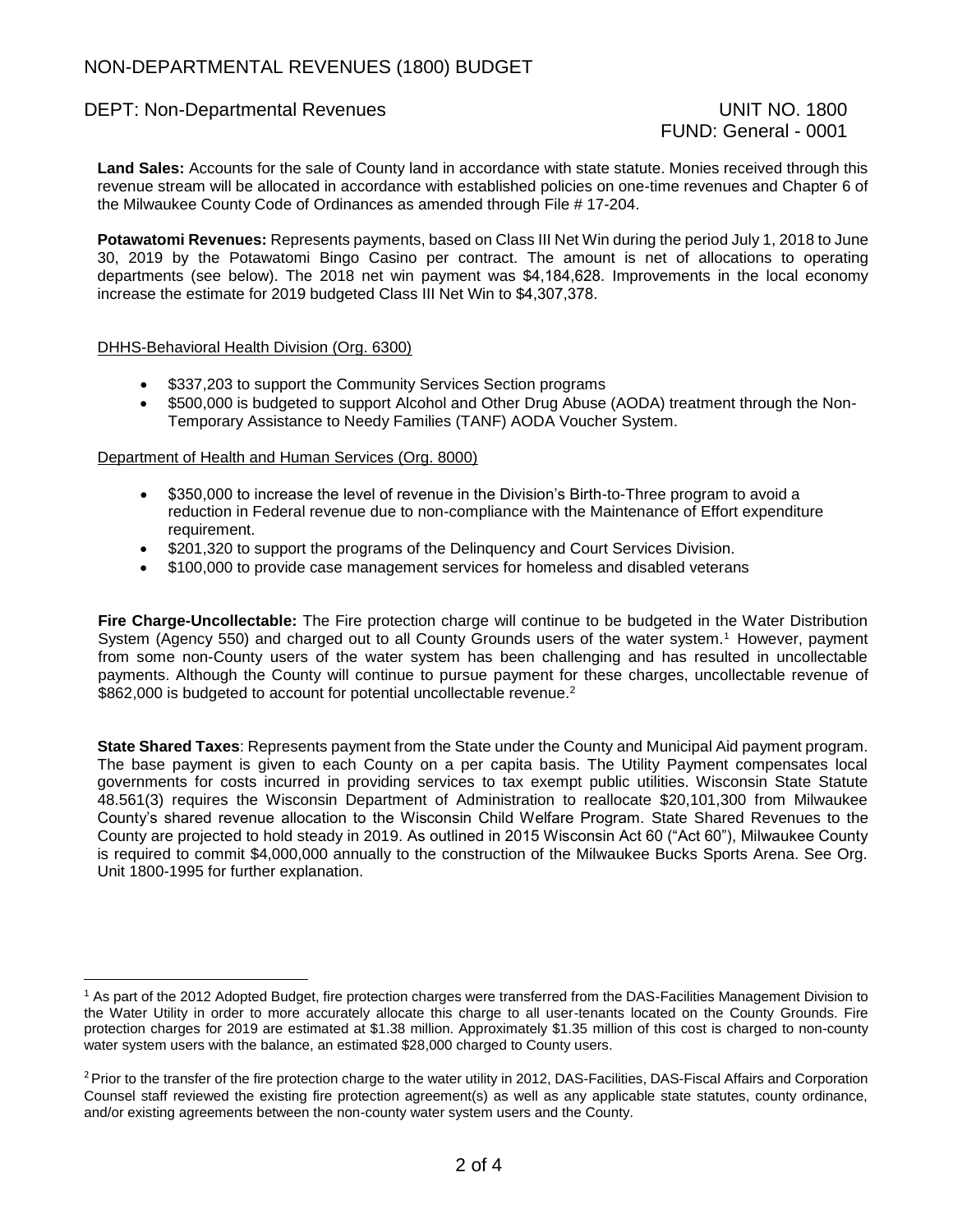# NON-DEPARTMENTAL REVENUES (1800) BUDGET

DEPT: Non-Departmental Revenues UNIT NO. 1800
FUND: General - 0001

**Land Sales:** Accounts for the sale of County land in accordance with state statute. Monies received through this revenue stream will be allocated in accordance with established policies on one-time revenues and Chapter 6 of the Milwaukee County Code of Ordinances as amended through File # 17-204.

**Potawatomi Revenues:** Represents payments, based on Class III Net Win during the period July 1, 2018 to June 30, 2019 by the Potawatomi Bingo Casino per contract. The amount is net of allocations to operating departments (see below). The 2018 net win payment was $4,184,628. Improvements in the local economy increase the estimate for 2019 budgeted Class III Net Win to $4,307,378.

DHHS-Behavioral Health Division (Org. 6300)

- $337,203 to support the Community Services Section programs
- $500,000 is budgeted to support Alcohol and Other Drug Abuse (AODA) treatment through the Non-Temporary Assistance to Needy Families (TANF) AODA Voucher System.

Department of Health and Human Services (Org. 8000)

- $350,000 to increase the level of revenue in the Division's Birth-to-Three program to avoid a reduction in Federal revenue due to non-compliance with the Maintenance of Effort expenditure requirement.
- $201,320 to support the programs of the Delinquency and Court Services Division.
- $100,000 to provide case management services for homeless and disabled veterans

**Fire Charge-Uncollectable:** The Fire protection charge will continue to be budgeted in the Water Distribution System (Agency 550) and charged out to all County Grounds users of the water system.[1] However, payment from some non-County users of the water system has been challenging and has resulted in uncollectable payments. Although the County will continue to pursue payment for these charges, uncollectable revenue of $862,000 is budgeted to account for potential uncollectable revenue.[2]

**State Shared Taxes**: Represents payment from the State under the County and Municipal Aid payment program. The base payment is given to each County on a per capita basis. The Utility Payment compensates local governments for costs incurred in providing services to tax exempt public utilities. Wisconsin State Statute 48.561(3) requires the Wisconsin Department of Administration to reallocate $20,101,300 from Milwaukee County's shared revenue allocation to the Wisconsin Child Welfare Program. State Shared Revenues to the County are projected to hold steady in 2019. As outlined in 2015 Wisconsin Act 60 ("Act 60"), Milwaukee County is required to commit $4,000,000 annually to the construction of the Milwaukee Bucks Sports Arena. See Org. Unit 1800-1995 for further explanation.

[1] As part of the 2012 Adopted Budget, fire protection charges were transferred from the DAS-Facilities Management Division to the Water Utility in order to more accurately allocate this charge to all user-tenants located on the County Grounds. Fire protection charges for 2019 are estimated at $1.38 million. Approximately $1.35 million of this cost is charged to non-county water system users with the balance, an estimated $28,000 charged to County users.

[2] Prior to the transfer of the fire protection charge to the water utility in 2012, DAS-Facilities, DAS-Fiscal Affairs and Corporation Counsel staff reviewed the existing fire protection agreement(s) as well as any applicable state statutes, county ordinance, and/or existing agreements between the non-county water system users and the County.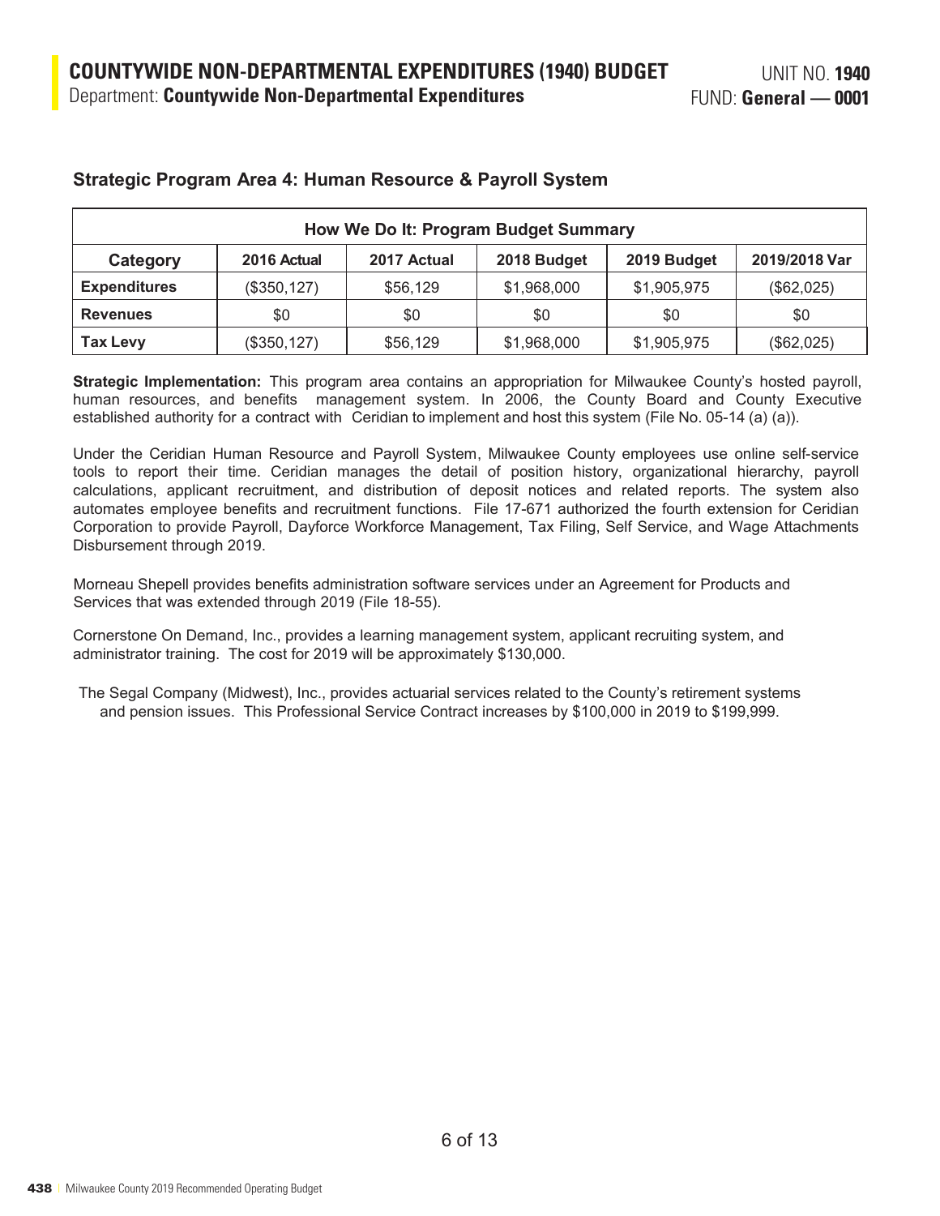# COUNTYWIDE NON-DEPARTMENTAL EXPENDITURES (1940) BUDGET

Department: **Countywide Non-Departmental Expenditures**

UNIT NO. **1940**
FUND: **General — 0001**

## Strategic Program Area 4: Human Resource & Payroll System

| How We Do It: Program Budget Summary | | | | | |
|---|---|---|---|---|---|
| **Category** | **2016 Actual** | **2017 Actual** | **2018 Budget** | **2019 Budget** | **2019/2018 Var** |
| **Expenditures** | ($350,127) | $56,129 | $1,968,000 | $1,905,975 | ($62,025) |
| **Revenues** | $0 | $0 | $0 | $0 | $0 |
| **Tax Levy** | ($350,127) | $56,129 | $1,968,000 | $1,905,975 | ($62,025) |

**Strategic Implementation:** This program area contains an appropriation for Milwaukee County's hosted payroll, human resources, and benefits management system. In 2006, the County Board and County Executive established authority for a contract with Ceridian to implement and host this system (File No. 05-14 (a) (a)).

Under the Ceridian Human Resource and Payroll System, Milwaukee County employees use online self-service tools to report their time. Ceridian manages the detail of position history, organizational hierarchy, payroll calculations, applicant recruitment, and distribution of deposit notices and related reports. The system also automates employee benefits and recruitment functions. File 17-671 authorized the fourth extension for Ceridian Corporation to provide Payroll, Dayforce Workforce Management, Tax Filing, Self Service, and Wage Attachments Disbursement through 2019.

Morneau Shepell provides benefits administration software services under an Agreement for Products and Services that was extended through 2019 (File 18-55).

Cornerstone On Demand, Inc., provides a learning management system, applicant recruiting system, and administrator training. The cost for 2019 will be approximately $130,000.

The Segal Company (Midwest), Inc., provides actuarial services related to the County's retirement systems and pension issues. This Professional Service Contract increases by $100,000 in 2019 to $199,999.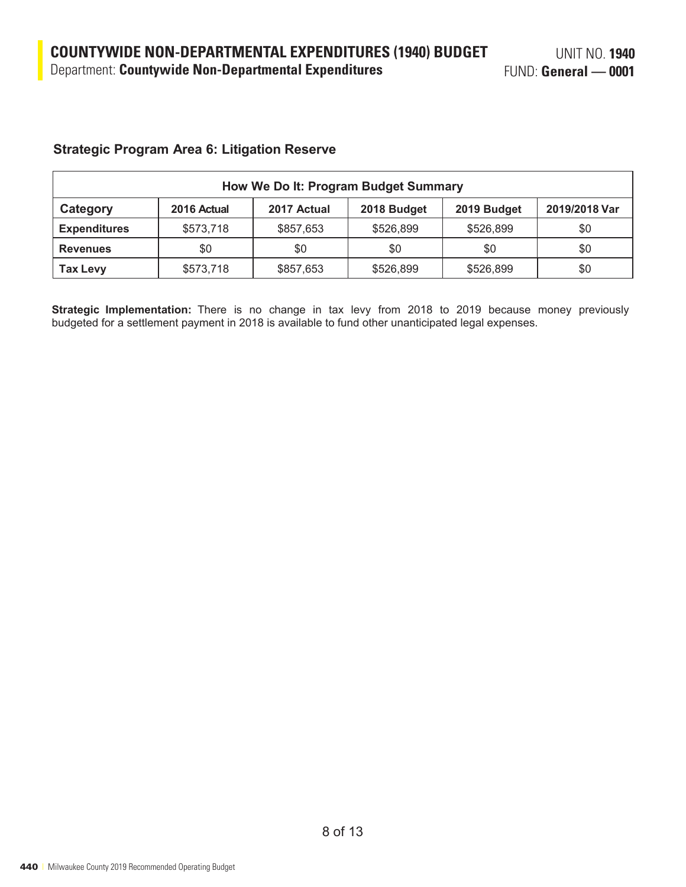## Strategic Program Area 6: Litigation Reserve

| How We Do It: Program Budget Summary | | | | | |
|---|---|---|---|---|---|
| **Category** | **2016 Actual** | **2017 Actual** | **2018 Budget** | **2019 Budget** | **2019/2018 Var** |
| **Expenditures** | $573,718 | $857,653 | $526,899 | $526,899 | $0 |
| **Revenues** | $0 | $0 | $0 | $0 | $0 |
| **Tax Levy** | $573,718 | $857,653 | $526,899 | $526,899 | $0 |

**Strategic Implementation:** There is no change in tax levy from 2018 to 2019 because money previously budgeted for a settlement payment in 2018 is available to fund other unanticipated legal expenses.